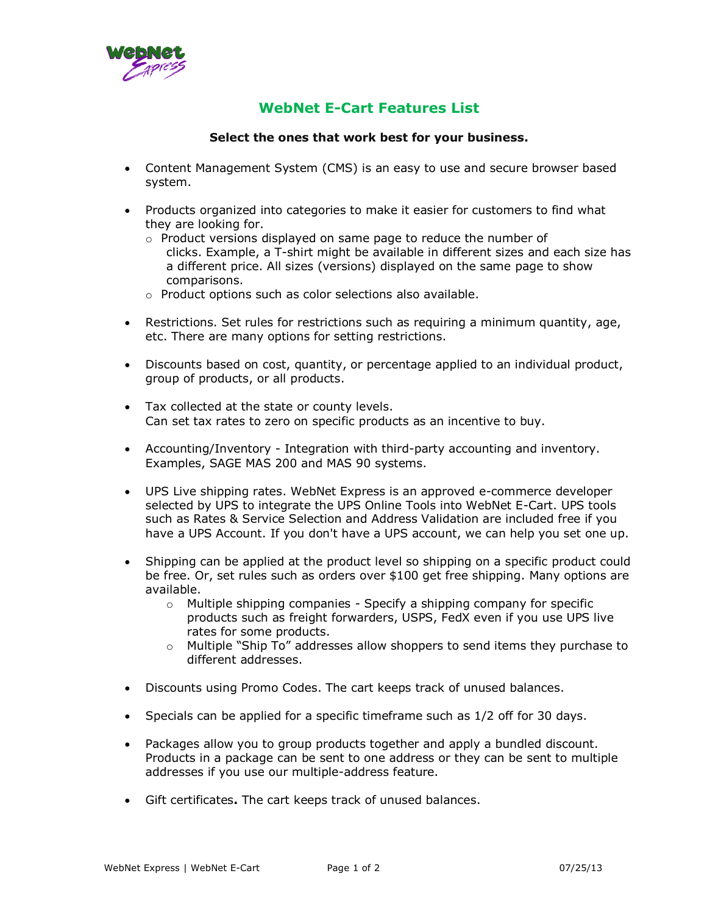# WebNet E-Cart Features List

**Select the ones that work best for your business.**

- Content Management System (CMS) is an easy to use and secure browser based system.

- Products organized into categories to make it easier for customers to find what they are looking for.
  - Product versions displayed on same page to reduce the number of clicks. Example, a T-shirt might be available in different sizes and each size has a different price. All sizes (versions) displayed on the same page to show comparisons.
  - Product options such as color selections also available.

- Restrictions. Set rules for restrictions such as requiring a minimum quantity, age, etc. There are many options for setting restrictions.

- Discounts based on cost, quantity, or percentage applied to an individual product, group of products, or all products.

- Tax collected at the state or county levels.
  Can set tax rates to zero on specific products as an incentive to buy.

- Accounting/Inventory - Integration with third-party accounting and inventory. Examples, SAGE MAS 200 and MAS 90 systems.

- UPS Live shipping rates. WebNet Express is an approved e-commerce developer selected by UPS to integrate the UPS Online Tools into WebNet E-Cart. UPS tools such as Rates & Service Selection and Address Validation are included free if you have a UPS Account. If you don't have a UPS account, we can help you set one up.

- Shipping can be applied at the product level so shipping on a specific product could be free. Or, set rules such as orders over $100 get free shipping. Many options are available.
  - Multiple shipping companies - Specify a shipping company for specific products such as freight forwarders, USPS, FedX even if you use UPS live rates for some products.
  - Multiple “Ship To” addresses allow shoppers to send items they purchase to different addresses.

- Discounts using Promo Codes. The cart keeps track of unused balances.

- Specials can be applied for a specific timeframe such as 1/2 off for 30 days.

- Packages allow you to group products together and apply a bundled discount. Products in a package can be sent to one address or they can be sent to multiple addresses if you use our multiple-address feature.

- Gift certificates**.** The cart keeps track of unused balances.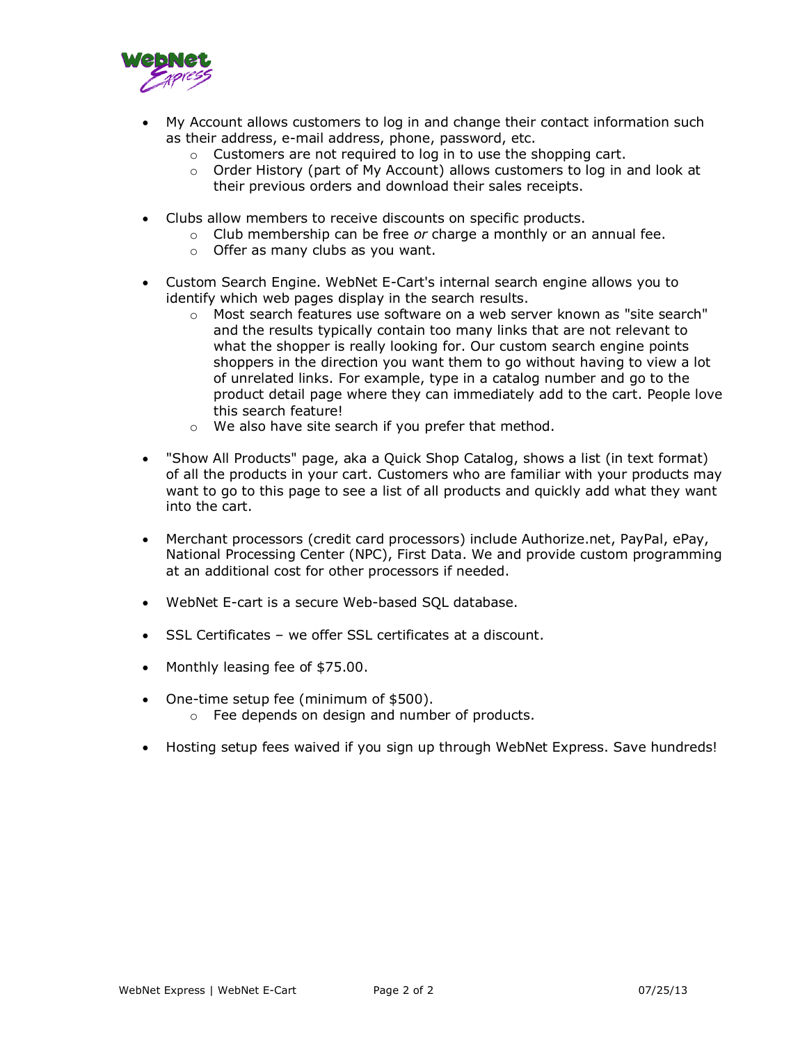- My Account allows customers to log in and change their contact information such as their address, e-mail address, phone, password, etc.
    - Customers are not required to log in to use the shopping cart.
    - Order History (part of My Account) allows customers to log in and look at their previous orders and download their sales receipts.

- Clubs allow members to receive discounts on specific products.
    - Club membership can be free *or* charge a monthly or an annual fee.
    - Offer as many clubs as you want.

- Custom Search Engine. WebNet E-Cart's internal search engine allows you to identify which web pages display in the search results.
    - Most search features use software on a web server known as "site search" and the results typically contain too many links that are not relevant to what the shopper is really looking for. Our custom search engine points shoppers in the direction you want them to go without having to view a lot of unrelated links. For example, type in a catalog number and go to the product detail page where they can immediately add to the cart. People love this search feature!
    - We also have site search if you prefer that method.

- "Show All Products" page, aka a Quick Shop Catalog, shows a list (in text format) of all the products in your cart. Customers who are familiar with your products may want to go to this page to see a list of all products and quickly add what they want into the cart.

- Merchant processors (credit card processors) include Authorize.net, PayPal, ePay, National Processing Center (NPC), First Data. We and provide custom programming at an additional cost for other processors if needed.

- WebNet E-cart is a secure Web-based SQL database.

- SSL Certificates – we offer SSL certificates at a discount.

- Monthly leasing fee of $75.00.

- One-time setup fee (minimum of $500).
    - Fee depends on design and number of products.

- Hosting setup fees waived if you sign up through WebNet Express. Save hundreds!